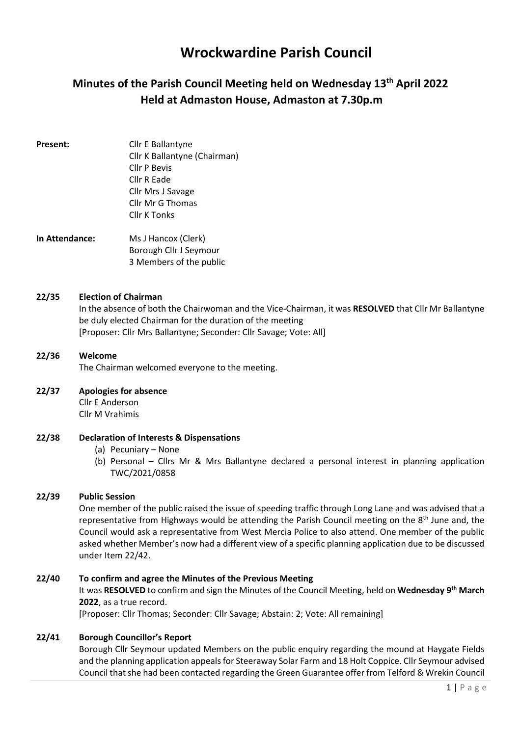# Wrockwardine Parish Council

## Minutes of the Parish Council Meeting held on Wednesday 13th April 2022
## Held at Admaston House, Admaston at 7.30p.m

**Present:**
Cllr E Ballantyne
Cllr K Ballantyne (Chairman)
Cllr P Bevis
Cllr R Eade
Cllr Mrs J Savage
Cllr Mr G Thomas
Cllr K Tonks

**In Attendance:**
Ms J Hancox (Clerk)
Borough Cllr J Seymour
3 Members of the public

**22/35 Election of Chairman**

In the absence of both the Chairwoman and the Vice-Chairman, it was **RESOLVED** that Cllr Mr Ballantyne be duly elected Chairman for the duration of the meeting
[Proposer: Cllr Mrs Ballantyne; Seconder: Cllr Savage; Vote: All]

**22/36 Welcome**

The Chairman welcomed everyone to the meeting.

**22/37 Apologies for absence**

Cllr E Anderson
Cllr M Vrahimis

**22/38 Declaration of Interests & Dispensations**

(a) Pecuniary – None
(b) Personal – Cllrs Mr & Mrs Ballantyne declared a personal interest in planning application TWC/2021/0858

**22/39 Public Session**

One member of the public raised the issue of speeding traffic through Long Lane and was advised that a representative from Highways would be attending the Parish Council meeting on the 8th June and, the Council would ask a representative from West Mercia Police to also attend. One member of the public asked whether Member's now had a different view of a specific planning application due to be discussed under Item 22/42.

**22/40 To confirm and agree the Minutes of the Previous Meeting**

It was **RESOLVED** to confirm and sign the Minutes of the Council Meeting, held on **Wednesday 9th March 2022**, as a true record.
[Proposer: Cllr Thomas; Seconder: Cllr Savage; Abstain: 2; Vote: All remaining]

**22/41 Borough Councillor's Report**

Borough Cllr Seymour updated Members on the public enquiry regarding the mound at Haygate Fields and the planning application appeals for Steeraway Solar Farm and 18 Holt Coppice. Cllr Seymour advised Council that she had been contacted regarding the Green Guarantee offer from Telford & Wrekin Council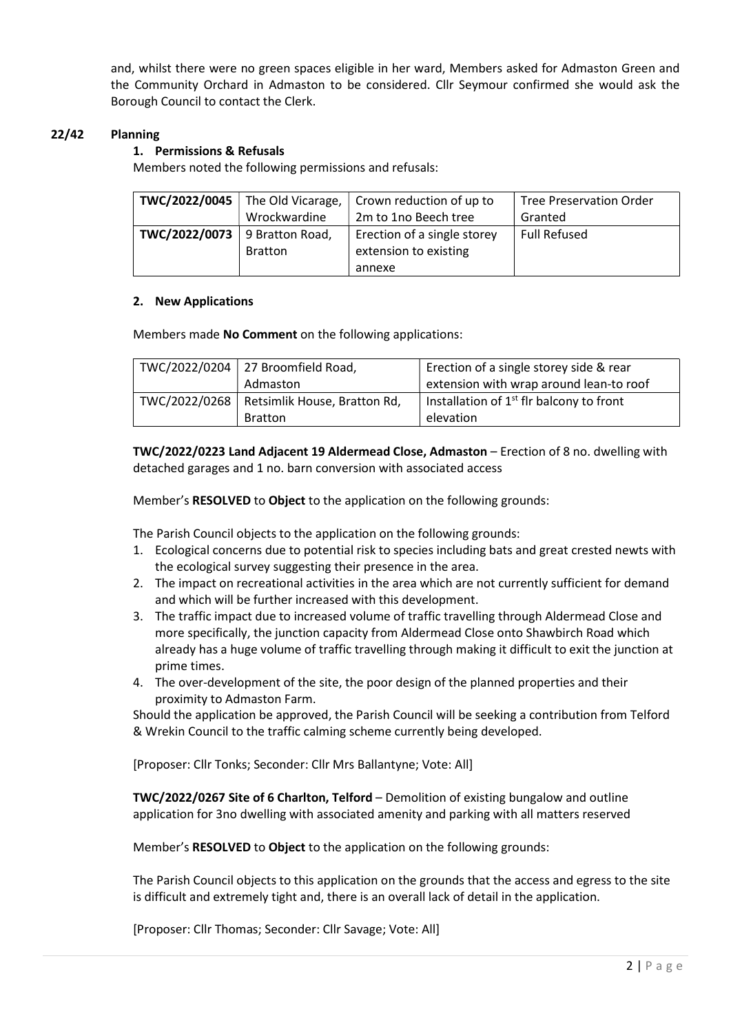and, whilst there were no green spaces eligible in her ward, Members asked for Admaston Green and the Community Orchard in Admaston to be considered. Cllr Seymour confirmed she would ask the Borough Council to contact the Clerk.

## 22/42 Planning

### 1. Permissions & Refusals

Members noted the following permissions and refusals:

| | | | |
|---|---|---|---|
| **TWC/2022/0045** | The Old Vicarage, Wrockwardine | Crown reduction of up to 2m to 1no Beech tree | Tree Preservation Order Granted |
| **TWC/2022/0073** | 9 Bratton Road, Bratton | Erection of a single storey extension to existing annexe | Full Refused |

### 2. New Applications

Members made **No Comment** on the following applications:

| | | |
|---|---|---|
| TWC/2022/0204 | 27 Broomfield Road, Admaston | Erection of a single storey side & rear extension with wrap around lean-to roof |
| TWC/2022/0268 | Retsimlik House, Bratton Rd, Bratton | Installation of 1st flr balcony to front elevation |

**TWC/2022/0223 Land Adjacent 19 Aldermead Close, Admaston** – Erection of 8 no. dwelling with detached garages and 1 no. barn conversion with associated access

Member's **RESOLVED** to **Object** to the application on the following grounds:

The Parish Council objects to the application on the following grounds:

1. Ecological concerns due to potential risk to species including bats and great crested newts with the ecological survey suggesting their presence in the area.
2. The impact on recreational activities in the area which are not currently sufficient for demand and which will be further increased with this development.
3. The traffic impact due to increased volume of traffic travelling through Aldermead Close and more specifically, the junction capacity from Aldermead Close onto Shawbirch Road which already has a huge volume of traffic travelling through making it difficult to exit the junction at prime times.
4. The over-development of the site, the poor design of the planned properties and their proximity to Admaston Farm.

Should the application be approved, the Parish Council will be seeking a contribution from Telford & Wrekin Council to the traffic calming scheme currently being developed.

[Proposer: Cllr Tonks; Seconder: Cllr Mrs Ballantyne; Vote: All]

**TWC/2022/0267 Site of 6 Charlton, Telford** – Demolition of existing bungalow and outline application for 3no dwelling with associated amenity and parking with all matters reserved

Member's **RESOLVED** to **Object** to the application on the following grounds:

The Parish Council objects to this application on the grounds that the access and egress to the site is difficult and extremely tight and, there is an overall lack of detail in the application.

[Proposer: Cllr Thomas; Seconder: Cllr Savage; Vote: All]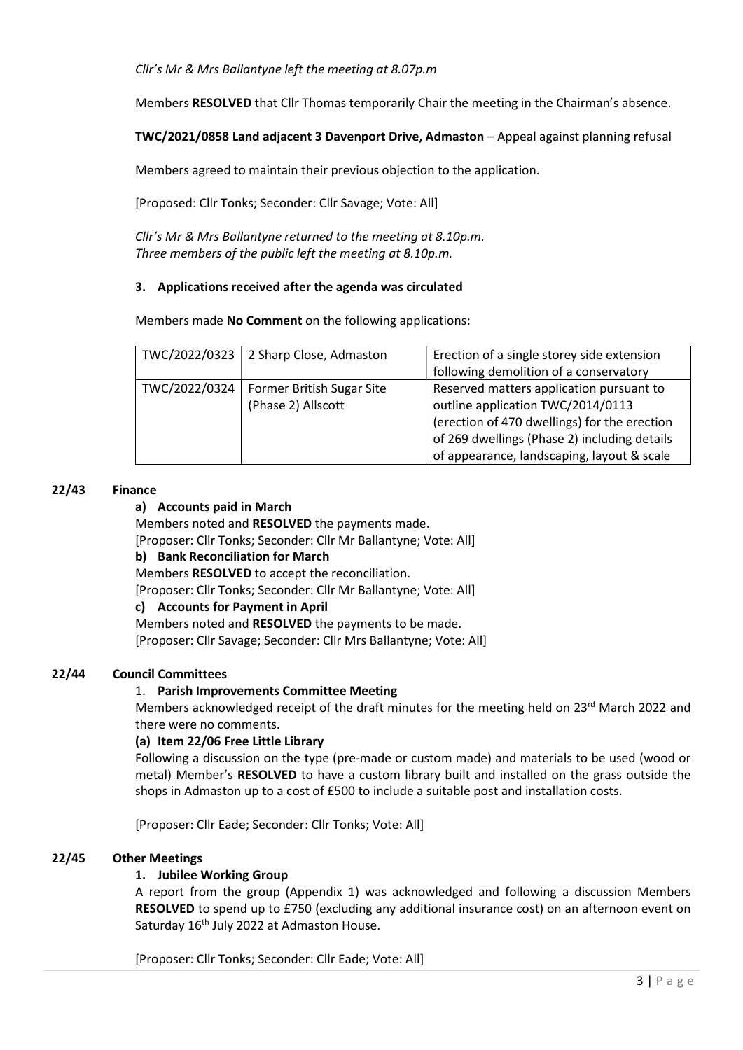*Cllr's Mr & Mrs Ballantyne left the meeting at 8.07p.m*

Members **RESOLVED** that Cllr Thomas temporarily Chair the meeting in the Chairman's absence.

**TWC/2021/0858 Land adjacent 3 Davenport Drive, Admaston** – Appeal against planning refusal

Members agreed to maintain their previous objection to the application.

[Proposed: Cllr Tonks; Seconder: Cllr Savage; Vote: All]

*Cllr's Mr & Mrs Ballantyne returned to the meeting at 8.10p.m.*
*Three members of the public left the meeting at 8.10p.m.*

**3. Applications received after the agenda was circulated**

Members made **No Comment** on the following applications:

| | | |
|---|---|---|
| TWC/2022/0323 | 2 Sharp Close, Admaston | Erection of a single storey side extension following demolition of a conservatory |
| TWC/2022/0324 | Former British Sugar Site (Phase 2) Allscott | Reserved matters application pursuant to outline application TWC/2014/0113 (erection of 470 dwellings) for the erection of 269 dwellings (Phase 2) including details of appearance, landscaping, layout & scale |

## 22/43 Finance

**a) Accounts paid in March**

Members noted and **RESOLVED** the payments made.
[Proposer: Cllr Tonks; Seconder: Cllr Mr Ballantyne; Vote: All]

**b) Bank Reconciliation for March**

Members **RESOLVED** to accept the reconciliation.
[Proposer: Cllr Tonks; Seconder: Cllr Mr Ballantyne; Vote: All]

**c) Accounts for Payment in April**

Members noted and **RESOLVED** the payments to be made.
[Proposer: Cllr Savage; Seconder: Cllr Mrs Ballantyne; Vote: All]

## 22/44 Council Committees

1. **Parish Improvements Committee Meeting**

Members acknowledged receipt of the draft minutes for the meeting held on 23rd March 2022 and there were no comments.

**(a) Item 22/06 Free Little Library**

Following a discussion on the type (pre-made or custom made) and materials to be used (wood or metal) Member's **RESOLVED** to have a custom library built and installed on the grass outside the shops in Admaston up to a cost of £500 to include a suitable post and installation costs.

[Proposer: Cllr Eade; Seconder: Cllr Tonks; Vote: All]

## 22/45 Other Meetings

**1. Jubilee Working Group**

A report from the group (Appendix 1) was acknowledged and following a discussion Members **RESOLVED** to spend up to £750 (excluding any additional insurance cost) on an afternoon event on Saturday 16th July 2022 at Admaston House.

[Proposer: Cllr Tonks; Seconder: Cllr Eade; Vote: All]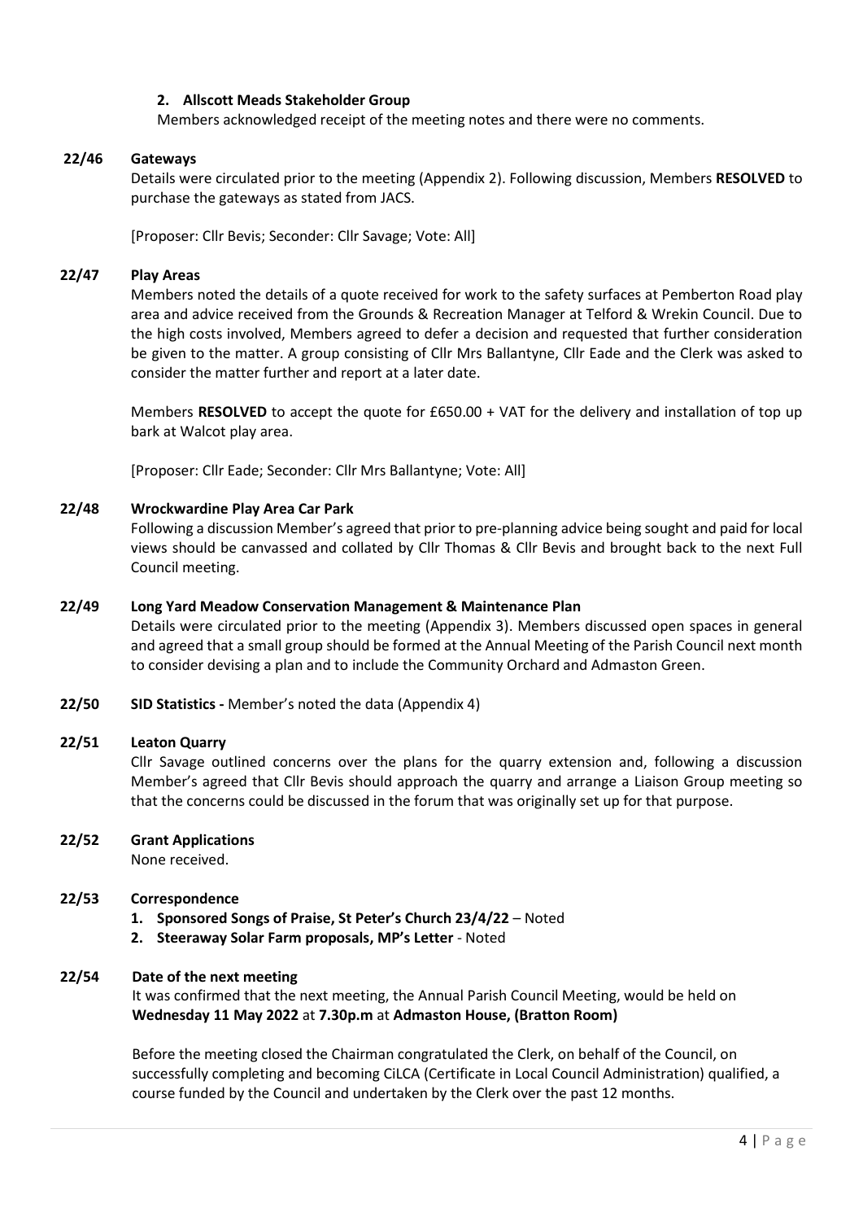**2. Allscott Meads Stakeholder Group**

Members acknowledged receipt of the meeting notes and there were no comments.

**22/46 Gateways**

Details were circulated prior to the meeting (Appendix 2). Following discussion, Members **RESOLVED** to purchase the gateways as stated from JACS.

[Proposer: Cllr Bevis; Seconder: Cllr Savage; Vote: All]

**22/47 Play Areas**

Members noted the details of a quote received for work to the safety surfaces at Pemberton Road play area and advice received from the Grounds & Recreation Manager at Telford & Wrekin Council. Due to the high costs involved, Members agreed to defer a decision and requested that further consideration be given to the matter. A group consisting of Cllr Mrs Ballantyne, Cllr Eade and the Clerk was asked to consider the matter further and report at a later date.

Members **RESOLVED** to accept the quote for £650.00 + VAT for the delivery and installation of top up bark at Walcot play area.

[Proposer: Cllr Eade; Seconder: Cllr Mrs Ballantyne; Vote: All]

**22/48 Wrockwardine Play Area Car Park**

Following a discussion Member's agreed that prior to pre-planning advice being sought and paid for local views should be canvassed and collated by Cllr Thomas & Cllr Bevis and brought back to the next Full Council meeting.

**22/49 Long Yard Meadow Conservation Management & Maintenance Plan**

Details were circulated prior to the meeting (Appendix 3). Members discussed open spaces in general and agreed that a small group should be formed at the Annual Meeting of the Parish Council next month to consider devising a plan and to include the Community Orchard and Admaston Green.

**22/50 SID Statistics -** Member's noted the data (Appendix 4)

**22/51 Leaton Quarry**

Cllr Savage outlined concerns over the plans for the quarry extension and, following a discussion Member's agreed that Cllr Bevis should approach the quarry and arrange a Liaison Group meeting so that the concerns could be discussed in the forum that was originally set up for that purpose.

**22/52 Grant Applications**

None received.

**22/53 Correspondence**

1. **Sponsored Songs of Praise, St Peter's Church 23/4/22** – Noted
2. **Steeraway Solar Farm proposals, MP's Letter** - Noted

**22/54 Date of the next meeting**

It was confirmed that the next meeting, the Annual Parish Council Meeting, would be held on **Wednesday 11 May 2022** at **7.30p.m** at **Admaston House, (Bratton Room)**

Before the meeting closed the Chairman congratulated the Clerk, on behalf of the Council, on successfully completing and becoming CiLCA (Certificate in Local Council Administration) qualified, a course funded by the Council and undertaken by the Clerk over the past 12 months.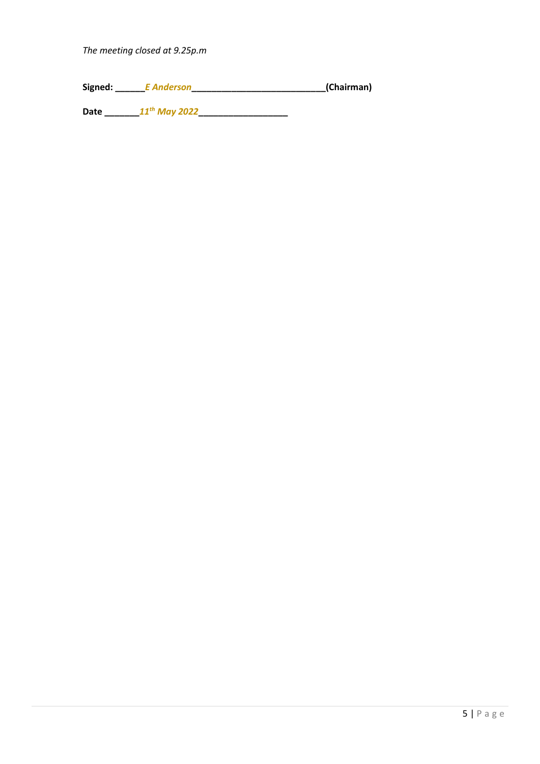*The meeting closed at 9.25p.m*

**Signed: ______*E Anderson*__________________________(Chairman)**

**Date _______*11th May 2022*_________________**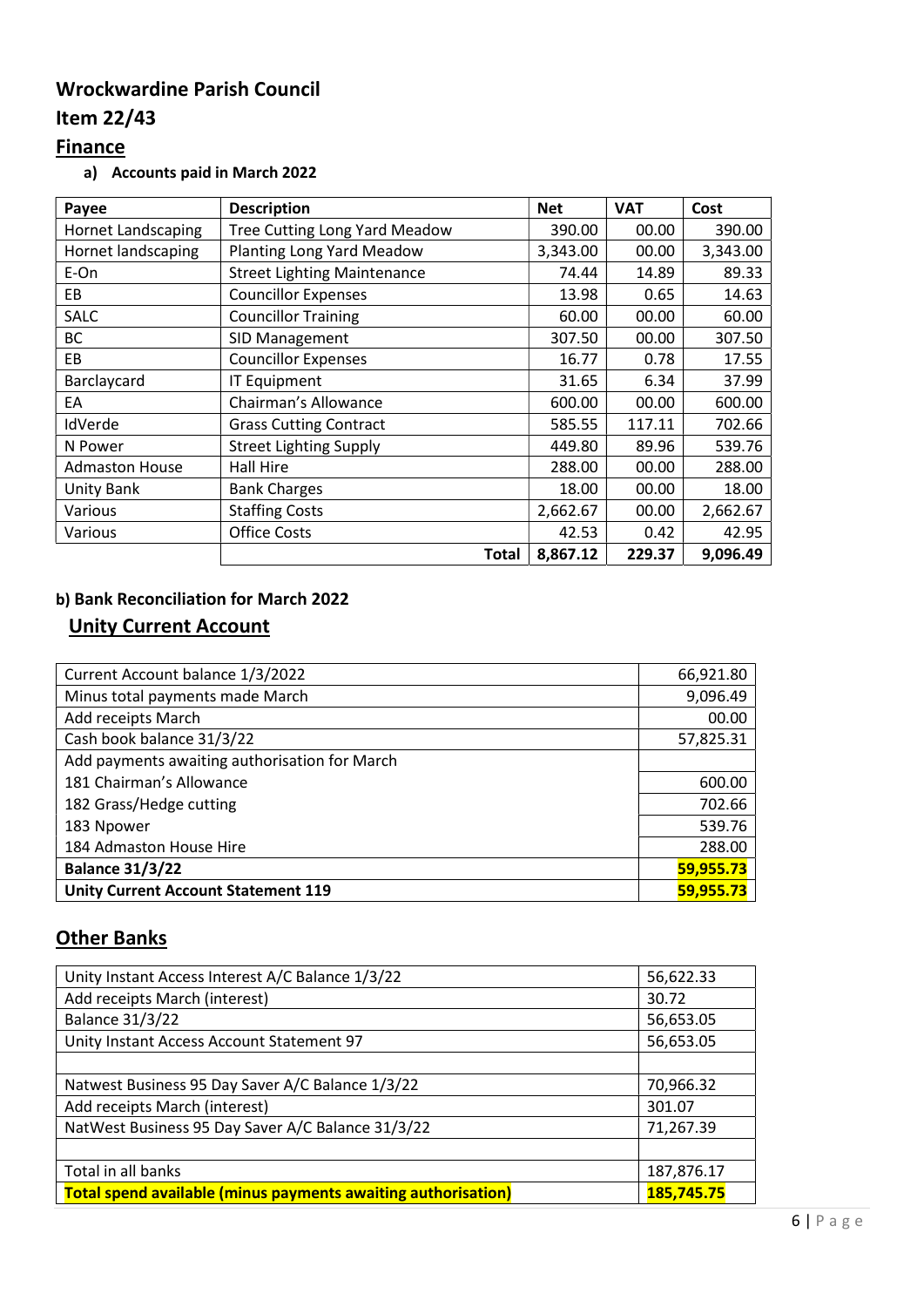# Wrockwardine Parish Council

## Item 22/43

## Finance

### a) Accounts paid in March 2022

| Payee | Description | Net | VAT | Cost |
|---|---|---|---|---|
| Hornet Landscaping | Tree Cutting Long Yard Meadow | 390.00 | 00.00 | 390.00 |
| Hornet landscaping | Planting Long Yard Meadow | 3,343.00 | 00.00 | 3,343.00 |
| E-On | Street Lighting Maintenance | 74.44 | 14.89 | 89.33 |
| EB | Councillor Expenses | 13.98 | 0.65 | 14.63 |
| SALC | Councillor Training | 60.00 | 00.00 | 60.00 |
| BC | SID Management | 307.50 | 00.00 | 307.50 |
| EB | Councillor Expenses | 16.77 | 0.78 | 17.55 |
| Barclaycard | IT Equipment | 31.65 | 6.34 | 37.99 |
| EA | Chairman's Allowance | 600.00 | 00.00 | 600.00 |
| IdVerde | Grass Cutting Contract | 585.55 | 117.11 | 702.66 |
| N Power | Street Lighting Supply | 449.80 | 89.96 | 539.76 |
| Admaston House | Hall Hire | 288.00 | 00.00 | 288.00 |
| Unity Bank | Bank Charges | 18.00 | 00.00 | 18.00 |
| Various | Staffing Costs | 2,662.67 | 00.00 | 2,662.67 |
| Various | Office Costs | 42.53 | 0.42 | 42.95 |
| | **Total** | **8,867.12** | **229.37** | **9,096.49** |

### b) Bank Reconciliation for March 2022

## Unity Current Account

| | |
|---|---|
| Current Account balance 1/3/2022 | 66,921.80 |
| Minus total payments made March | 9,096.49 |
| Add receipts March | 00.00 |
| Cash book balance 31/3/22 | 57,825.31 |
| Add payments awaiting authorisation for March | |
| 181 Chairman's Allowance | 600.00 |
| 182 Grass/Hedge cutting | 702.66 |
| 183 Npower | 539.76 |
| 184 Admaston House Hire | 288.00 |
| **Balance 31/3/22** | **59,955.73** |
| **Unity Current Account Statement 119** | **59,955.73** |

## Other Banks

| | |
|---|---|
| Unity Instant Access Interest A/C Balance 1/3/22 | 56,622.33 |
| Add receipts March (interest) | 30.72 |
| Balance 31/3/22 | 56,653.05 |
| Unity Instant Access Account Statement 97 | 56,653.05 |
| | |
| Natwest Business 95 Day Saver A/C Balance 1/3/22 | 70,966.32 |
| Add receipts March (interest) | 301.07 |
| NatWest Business 95 Day Saver A/C Balance 31/3/22 | 71,267.39 |
| | |
| Total in all banks | 187,876.17 |
| **Total spend available (minus payments awaiting authorisation)** | **185,745.75** |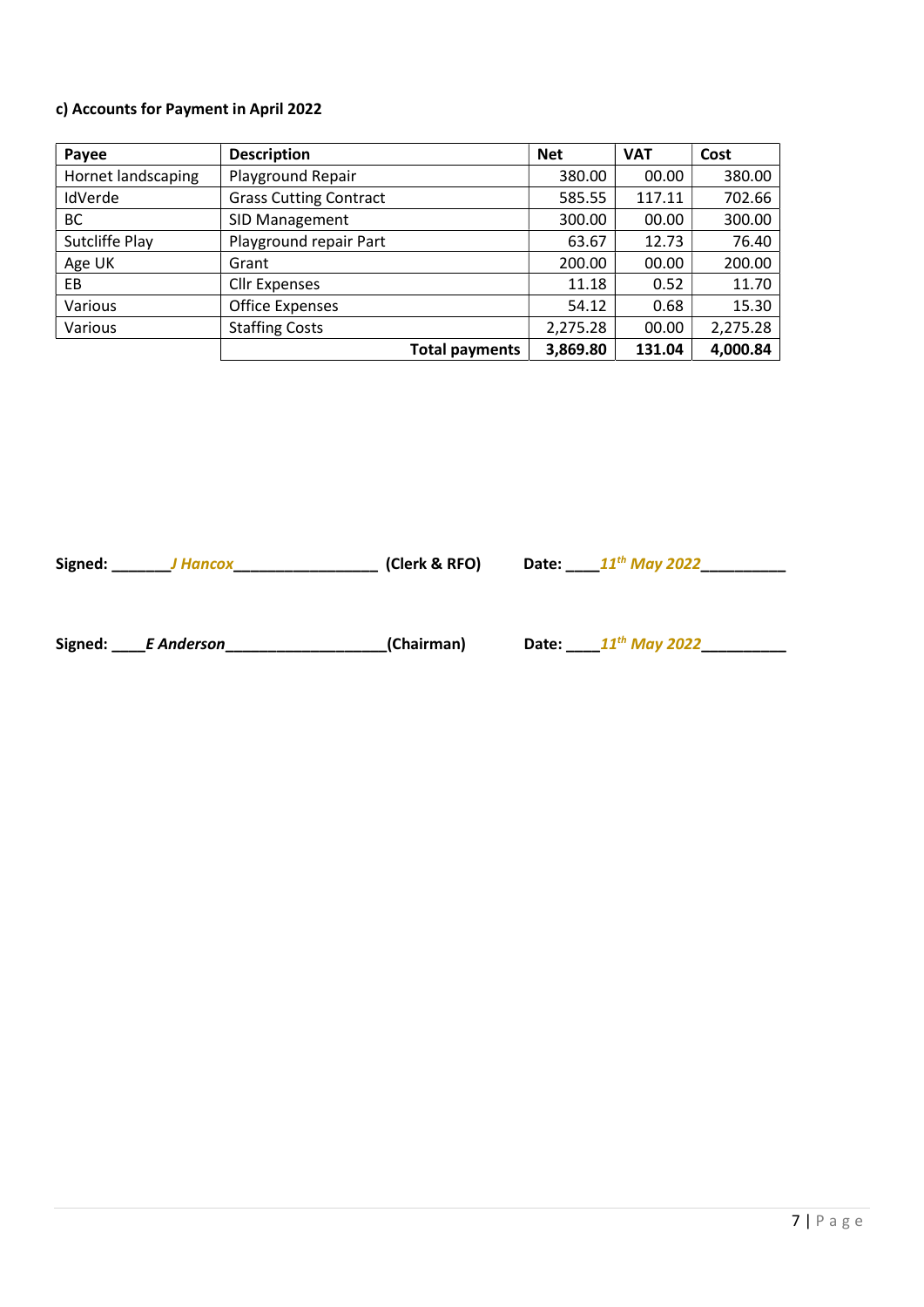**c) Accounts for Payment in April 2022**

| Payee | Description | Net | VAT | Cost |
|---|---|---|---|---|
| Hornet landscaping | Playground Repair | 380.00 | 00.00 | 380.00 |
| IdVerde | Grass Cutting Contract | 585.55 | 117.11 | 702.66 |
| BC | SID Management | 300.00 | 00.00 | 300.00 |
| Sutcliffe Play | Playground repair Part | 63.67 | 12.73 | 76.40 |
| Age UK | Grant | 200.00 | 00.00 | 200.00 |
| EB | Cllr Expenses | 11.18 | 0.52 | 11.70 |
| Various | Office Expenses | 54.12 | 0.68 | 15.30 |
| Various | Staffing Costs | 2,275.28 | 00.00 | 2,275.28 |
| | **Total payments** | **3,869.80** | **131.04** | **4,000.84** |

**Signed:** _______*J Hancox*_________________ **(Clerk & RFO)** **Date:** ____*11th May 2022*__________

**Signed:** ____*E Anderson*___________________**(Chairman)** **Date:** ____*11th May 2022*__________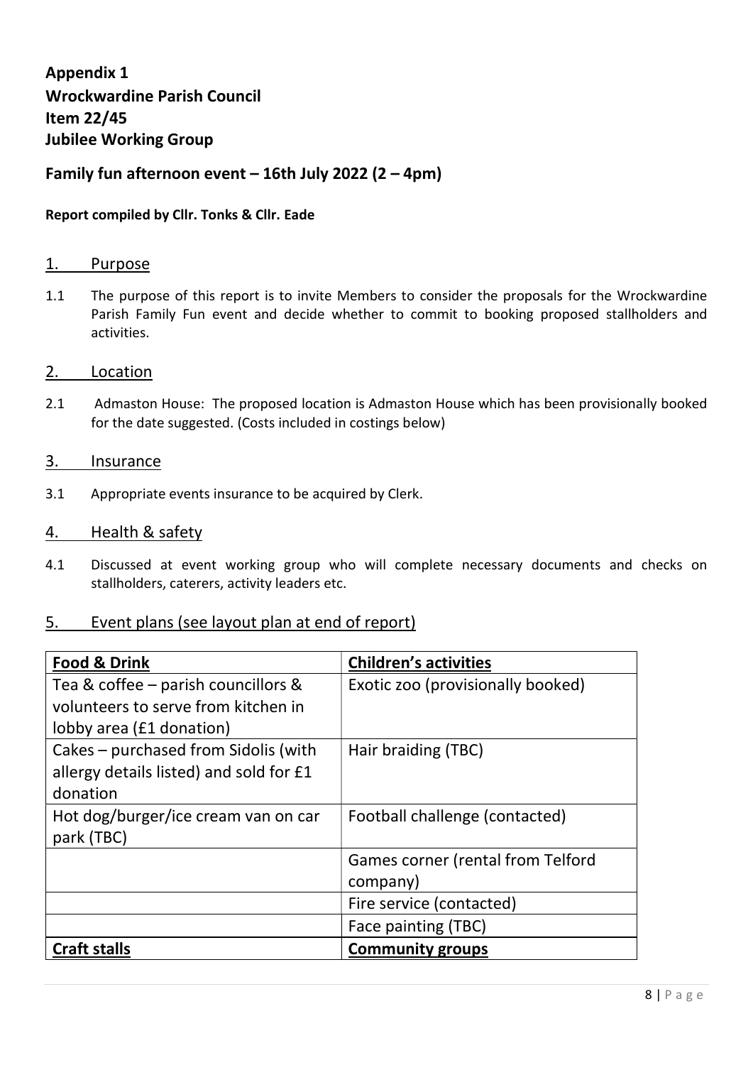# Appendix 1
# Wrockwardine Parish Council
# Item 22/45
# Jubilee Working Group

## Family fun afternoon event – 16th July 2022 (2 – 4pm)

**Report compiled by Cllr. Tonks & Cllr. Eade**

## 1. Purpose

1.1 The purpose of this report is to invite Members to consider the proposals for the Wrockwardine Parish Family Fun event and decide whether to commit to booking proposed stallholders and activities.

## 2. Location

2.1 Admaston House: The proposed location is Admaston House which has been provisionally booked for the date suggested. (Costs included in costings below)

## 3. Insurance

3.1 Appropriate events insurance to be acquired by Clerk.

## 4. Health & safety

4.1 Discussed at event working group who will complete necessary documents and checks on stallholders, caterers, activity leaders etc.

## 5. Event plans (see layout plan at end of report)

| **Food & Drink** | **Children's activities** |
|---|---|
| Tea & coffee – parish councillors & volunteers to serve from kitchen in lobby area (£1 donation) | Exotic zoo (provisionally booked) |
| Cakes – purchased from Sidolis (with allergy details listed) and sold for £1 donation | Hair braiding (TBC) |
| Hot dog/burger/ice cream van on car park (TBC) | Football challenge (contacted) |
| | Games corner (rental from Telford company) |
| | Fire service (contacted) |
| | Face painting (TBC) |
| **Craft stalls** | **Community groups** |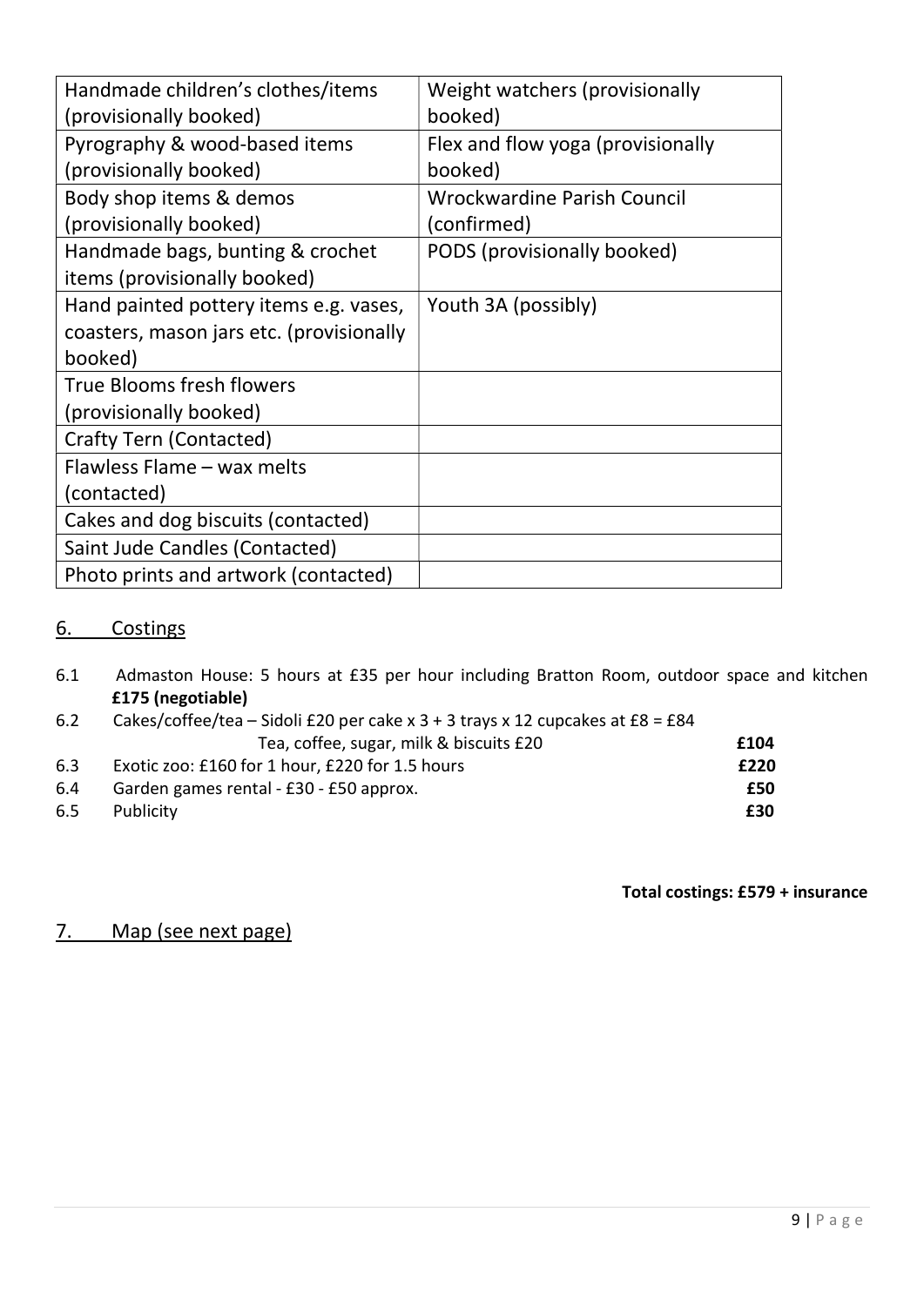| Handmade children's clothes/items (provisionally booked) | Weight watchers (provisionally booked) |
|---|---|
| Pyrography & wood-based items (provisionally booked) | Flex and flow yoga (provisionally booked) |
| Body shop items & demos (provisionally booked) | Wrockwardine Parish Council (confirmed) |
| Handmade bags, bunting & crochet items (provisionally booked) | PODS (provisionally booked) |
| Hand painted pottery items e.g. vases, coasters, mason jars etc. (provisionally booked) | Youth 3A (possibly) |
| True Blooms fresh flowers (provisionally booked) | |
| Crafty Tern (Contacted) | |
| Flawless Flame – wax melts (contacted) | |
| Cakes and dog biscuits (contacted) | |
| Saint Jude Candles (Contacted) | |
| Photo prints and artwork (contacted) | |

## 6. Costings

6.1 Admaston House: 5 hours at £35 per hour including Bratton Room, outdoor space and kitchen **£175 (negotiable)**

6.2 Cakes/coffee/tea – Sidoli £20 per cake x 3 + 3 trays x 12 cupcakes at £8 = £84
Tea, coffee, sugar, milk & biscuits £20 **£104**

6.3 Exotic zoo: £160 for 1 hour, £220 for 1.5 hours **£220**

6.4 Garden games rental - £30 - £50 approx. **£50**

6.5 Publicity **£30**

**Total costings: £579 + insurance**

## 7. Map (see next page)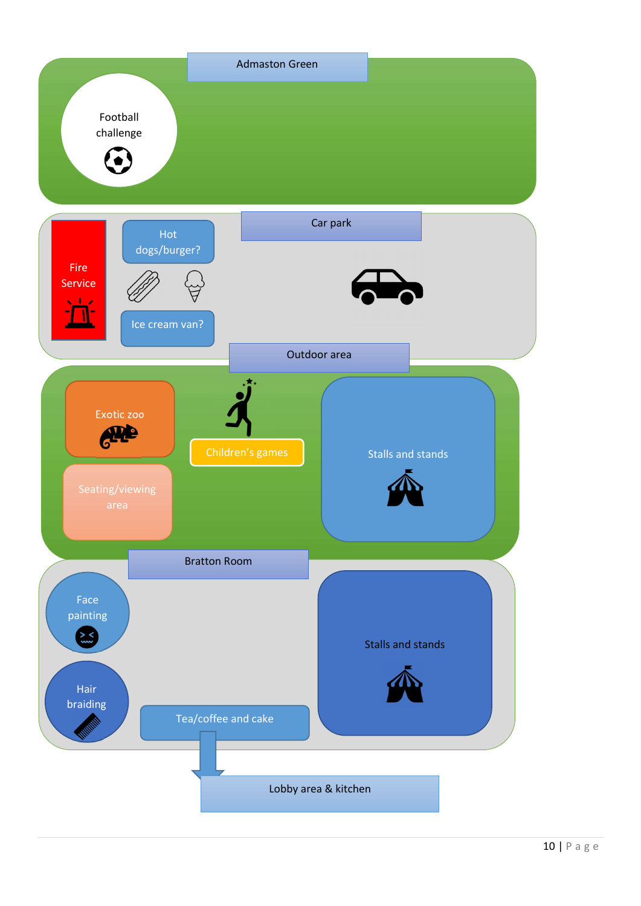## Admaston Green

- Football challenge

## Car park

- Fire Service
- Hot dogs/burger?
- Ice cream van?

## Outdoor area

- Exotic zoo
- Seating/viewing area
- Children's games
- Stalls and stands

## Bratton Room

- Face painting
- Hair braiding
- Tea/coffee and cake
- Stalls and stands

Lobby area & kitchen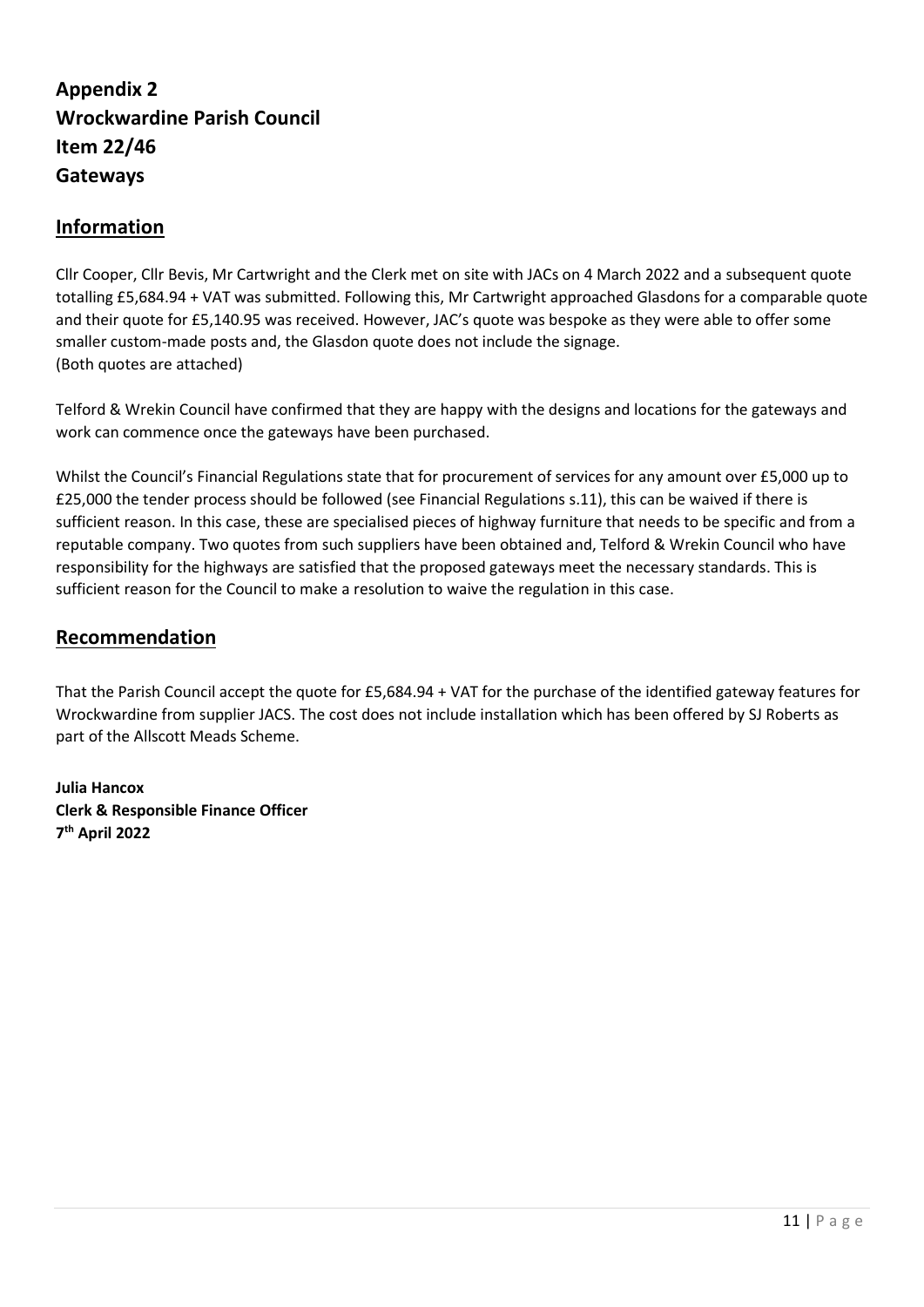# Appendix 2
# Wrockwardine Parish Council
# Item 22/46
# Gateways

## Information

Cllr Cooper, Cllr Bevis, Mr Cartwright and the Clerk met on site with JACs on 4 March 2022 and a subsequent quote totalling £5,684.94 + VAT was submitted. Following this, Mr Cartwright approached Glasdons for a comparable quote and their quote for £5,140.95 was received. However, JAC's quote was bespoke as they were able to offer some smaller custom-made posts and, the Glasdon quote does not include the signage.
(Both quotes are attached)

Telford & Wrekin Council have confirmed that they are happy with the designs and locations for the gateways and work can commence once the gateways have been purchased.

Whilst the Council's Financial Regulations state that for procurement of services for any amount over £5,000 up to £25,000 the tender process should be followed (see Financial Regulations s.11), this can be waived if there is sufficient reason. In this case, these are specialised pieces of highway furniture that needs to be specific and from a reputable company. Two quotes from such suppliers have been obtained and, Telford & Wrekin Council who have responsibility for the highways are satisfied that the proposed gateways meet the necessary standards. This is sufficient reason for the Council to make a resolution to waive the regulation in this case.

## Recommendation

That the Parish Council accept the quote for £5,684.94 + VAT for the purchase of the identified gateway features for Wrockwardine from supplier JACS. The cost does not include installation which has been offered by SJ Roberts as part of the Allscott Meads Scheme.

**Julia Hancox**
**Clerk & Responsible Finance Officer**
**7th April 2022**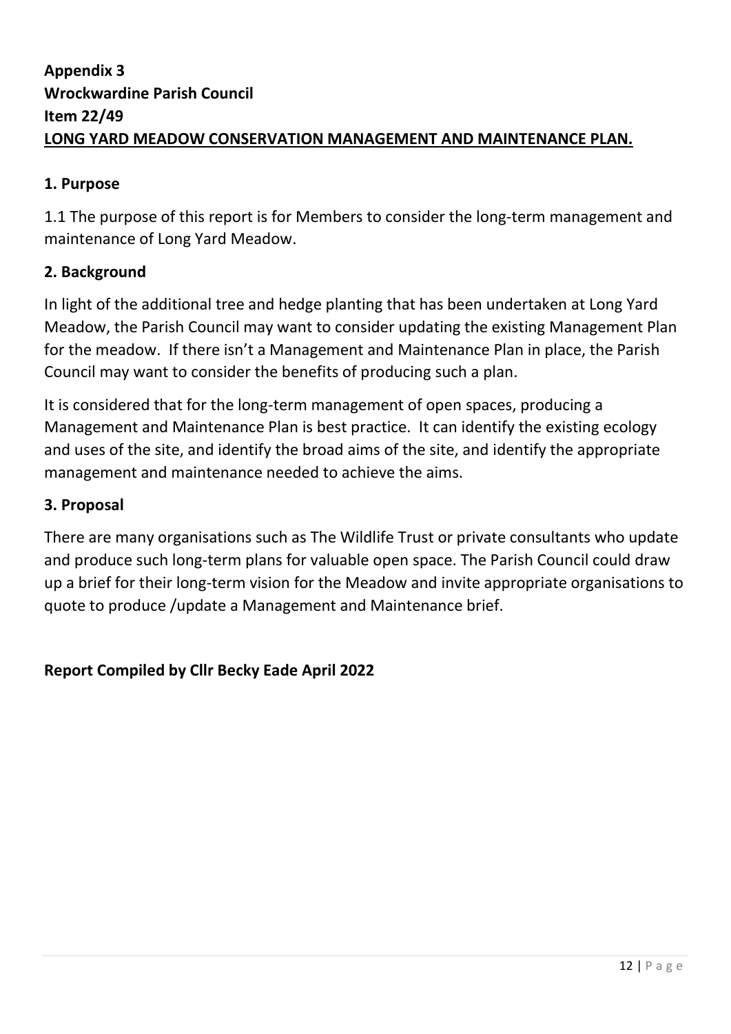**Appendix 3**
**Wrockwardine Parish Council**
**Item 22/49**
**<u>LONG YARD MEADOW CONSERVATION MANAGEMENT AND MAINTENANCE PLAN.</u>**

## 1. Purpose

1.1 The purpose of this report is for Members to consider the long-term management and maintenance of Long Yard Meadow.

## 2. Background

In light of the additional tree and hedge planting that has been undertaken at Long Yard Meadow, the Parish Council may want to consider updating the existing Management Plan for the meadow. If there isn't a Management and Maintenance Plan in place, the Parish Council may want to consider the benefits of producing such a plan.

It is considered that for the long-term management of open spaces, producing a Management and Maintenance Plan is best practice. It can identify the existing ecology and uses of the site, and identify the broad aims of the site, and identify the appropriate management and maintenance needed to achieve the aims.

## 3. Proposal

There are many organisations such as The Wildlife Trust or private consultants who update and produce such long-term plans for valuable open space. The Parish Council could draw up a brief for their long-term vision for the Meadow and invite appropriate organisations to quote to produce /update a Management and Maintenance brief.

**Report Compiled by Cllr Becky Eade April 2022**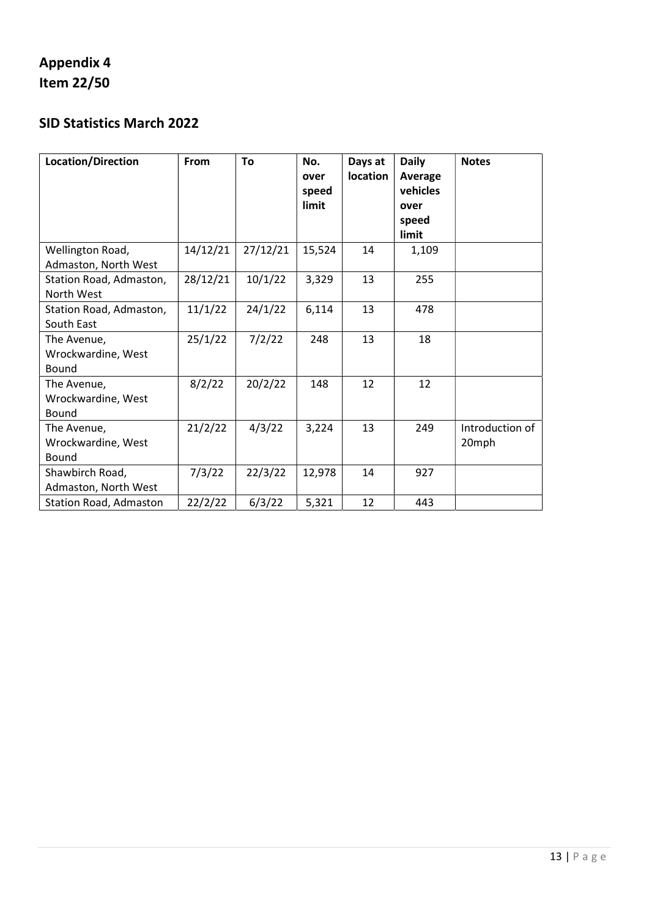## Appendix 4
## Item 22/50

### SID Statistics March 2022

| Location/Direction | From | To | No. over speed limit | Days at location | Daily Average vehicles over speed limit | Notes |
|---|---|---|---|---|---|---|
| Wellington Road, Admaston, North West | 14/12/21 | 27/12/21 | 15,524 | 14 | 1,109 | |
| Station Road, Admaston, North West | 28/12/21 | 10/1/22 | 3,329 | 13 | 255 | |
| Station Road, Admaston, South East | 11/1/22 | 24/1/22 | 6,114 | 13 | 478 | |
| The Avenue, Wrockwardine, West Bound | 25/1/22 | 7/2/22 | 248 | 13 | 18 | |
| The Avenue, Wrockwardine, West Bound | 8/2/22 | 20/2/22 | 148 | 12 | 12 | |
| The Avenue, Wrockwardine, West Bound | 21/2/22 | 4/3/22 | 3,224 | 13 | 249 | Introduction of 20mph |
| Shawbirch Road, Admaston, North West | 7/3/22 | 22/3/22 | 12,978 | 14 | 927 | |
| Station Road, Admaston | 22/2/22 | 6/3/22 | 5,321 | 12 | 443 | |